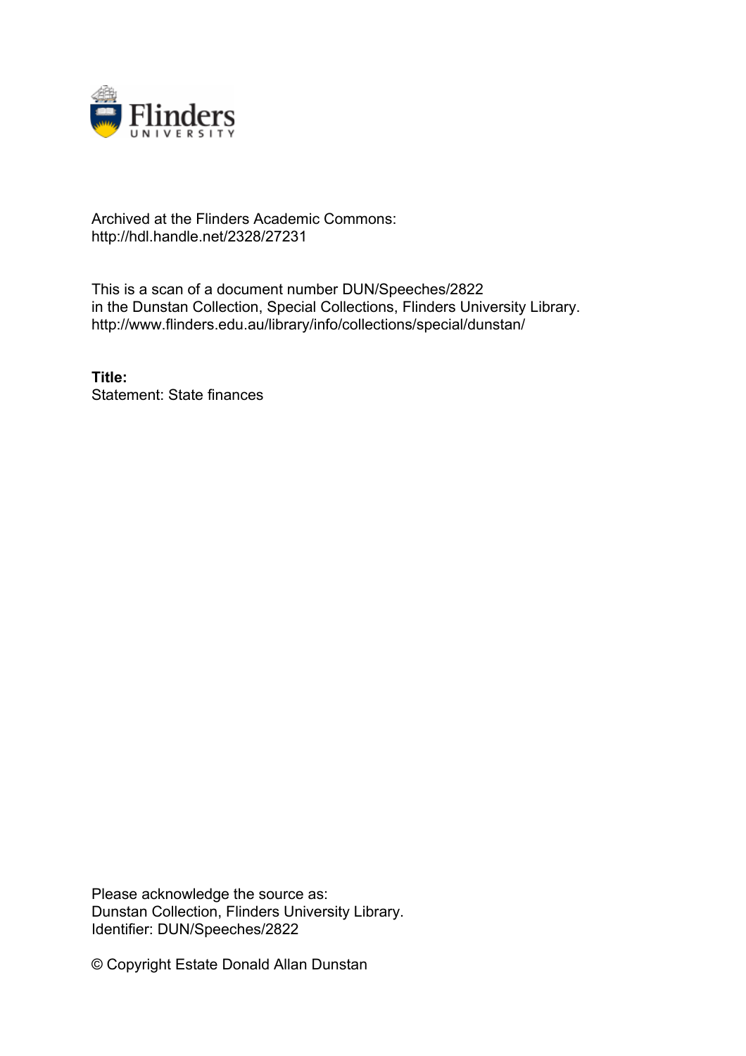Archived at the Flinders Academic Commons:
http://hdl.handle.net/2328/27231

This is a scan of a document number DUN/Speeches/2822
in the Dunstan Collection, Special Collections, Flinders University Library.
http://www.flinders.edu.au/library/info/collections/special/dunstan/

**Title:**
Statement: State finances

Please acknowledge the source as:
Dunstan Collection, Flinders University Library.
Identifier: DUN/Speeches/2822

© Copyright Estate Donald Allan Dunstan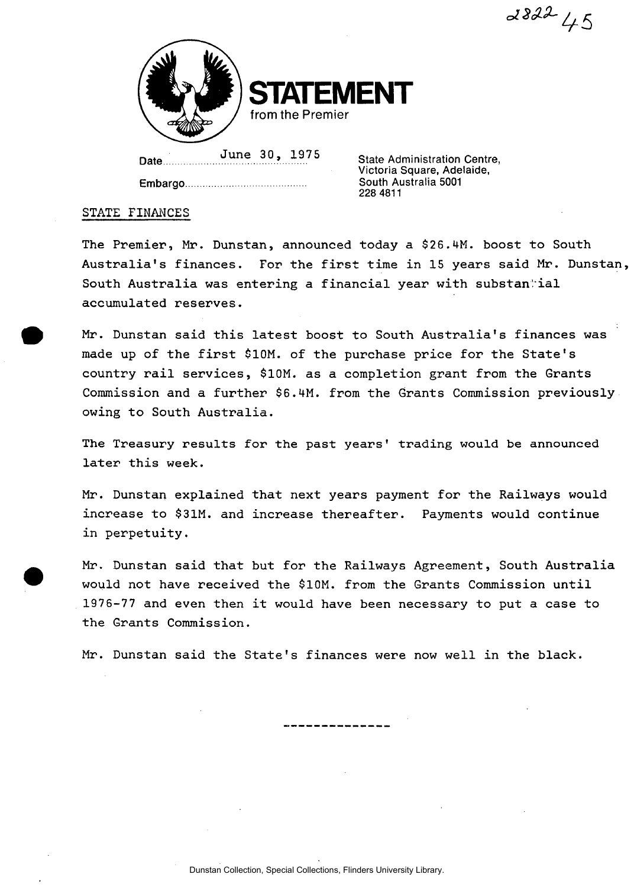2822 45

# STATEMENT
from the Premier

Date June 30, 1975

Embargo

State Administration Centre,
Victoria Square, Adelaide,
South Australia 5001
228 4811

## STATE FINANCES

The Premier, Mr. Dunstan, announced today a $26.4M. boost to South Australia's finances. For the first time in 15 years said Mr. Dunstan, South Australia was entering a financial year with substantial accumulated reserves.

Mr. Dunstan said this latest boost to South Australia's finances was made up of the first $10M. of the purchase price for the State's country rail services, $10M. as a completion grant from the Grants Commission and a further $6.4M. from the Grants Commission previously owing to South Australia.

The Treasury results for the past years' trading would be announced later this week.

Mr. Dunstan explained that next years payment for the Railways would increase to $31M. and increase thereafter. Payments would continue in perpetuity.

Mr. Dunstan said that but for the Railways Agreement, South Australia would not have received the $10M. from the Grants Commission until 1976-77 and even then it would have been necessary to put a case to the Grants Commission.

Mr. Dunstan said the State's finances were now well in the black.

---

Dunstan Collection, Special Collections, Flinders University Library.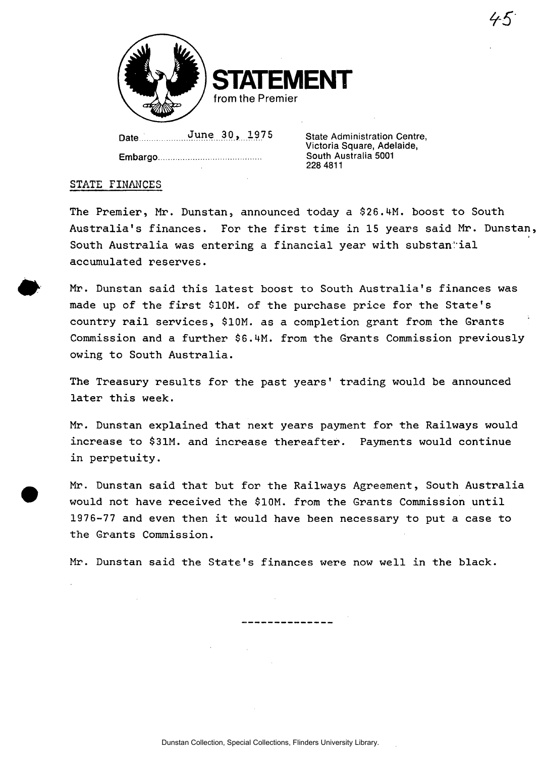# STATEMENT

from the Premier

Date June 30, 1975

Embargo.........................................

State Administration Centre,
Victoria Square, Adelaide,
South Australia 5001
228 4811

## STATE FINANCES

The Premier, Mr. Dunstan, announced today a $26.4M. boost to South Australia's finances. For the first time in 15 years said Mr. Dunstan, South Australia was entering a financial year with substantial accumulated reserves.

Mr. Dunstan said this latest boost to South Australia's finances was made up of the first $10M. of the purchase price for the State's country rail services, $10M. as a completion grant from the Grants Commission and a further $6.4M. from the Grants Commission previously owing to South Australia.

The Treasury results for the past years' trading would be announced later this week.

Mr. Dunstan explained that next years payment for the Railways would increase to $31M. and increase thereafter. Payments would continue in perpetuity.

Mr. Dunstan said that but for the Railways Agreement, South Australia would not have received the $10M. from the Grants Commission until 1976-77 and even then it would have been necessary to put a case to the Grants Commission.

Mr. Dunstan said the State's finances were now well in the black.

--------------